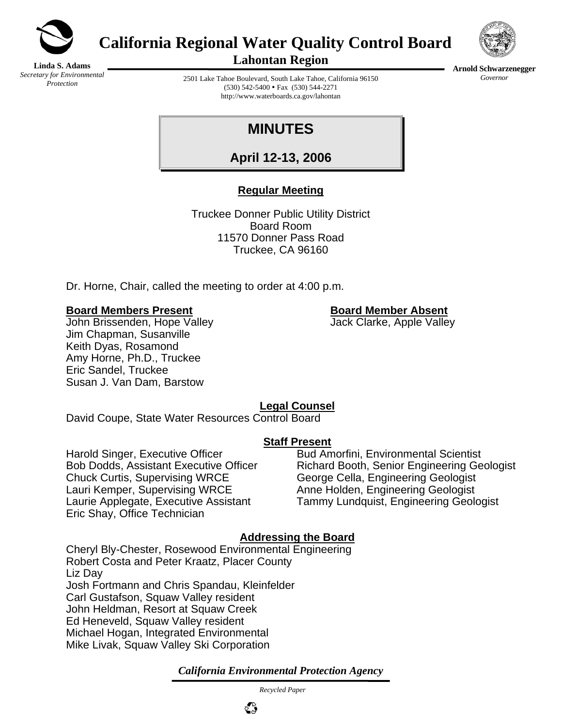**Linda S. Adams**
*Secretary for Environmental Protection*

# California Regional Water Quality Control Board
## Lahontan Region

2501 Lake Tahoe Boulevard, South Lake Tahoe, California 96150
(530) 542-5400 • Fax (530) 544-2271
http://www.waterboards.ca.gov/lahontan

**Arnold Schwarzenegger**
*Governor*

# MINUTES

## April 12-13, 2006

**Regular Meeting**

Truckee Donner Public Utility District
Board Room
11570 Donner Pass Road
Truckee, CA 96160

Dr. Horne, Chair, called the meeting to order at 4:00 p.m.

**Board Members Present**
John Brissenden, Hope Valley
Jim Chapman, Susanville
Keith Dyas, Rosamond
Amy Horne, Ph.D., Truckee
Eric Sandel, Truckee
Susan J. Van Dam, Barstow

**Board Member Absent**
Jack Clarke, Apple Valley

**Legal Counsel**
David Coupe, State Water Resources Control Board

**Staff Present**
Harold Singer, Executive Officer
Bob Dodds, Assistant Executive Officer
Chuck Curtis, Supervising WRCE
Lauri Kemper, Supervising WRCE
Laurie Applegate, Executive Assistant
Eric Shay, Office Technician
Bud Amorfini, Environmental Scientist
Richard Booth, Senior Engineering Geologist
George Cella, Engineering Geologist
Anne Holden, Engineering Geologist
Tammy Lundquist, Engineering Geologist

**Addressing the Board**
Cheryl Bly-Chester, Rosewood Environmental Engineering
Robert Costa and Peter Kraatz, Placer County
Liz Day
Josh Fortmann and Chris Spandau, Kleinfelder
Carl Gustafson, Squaw Valley resident
John Heldman, Resort at Squaw Creek
Ed Heneveld, Squaw Valley resident
Michael Hogan, Integrated Environmental
Mike Livak, Squaw Valley Ski Corporation

*California Environmental Protection Agency*

*Recycled Paper*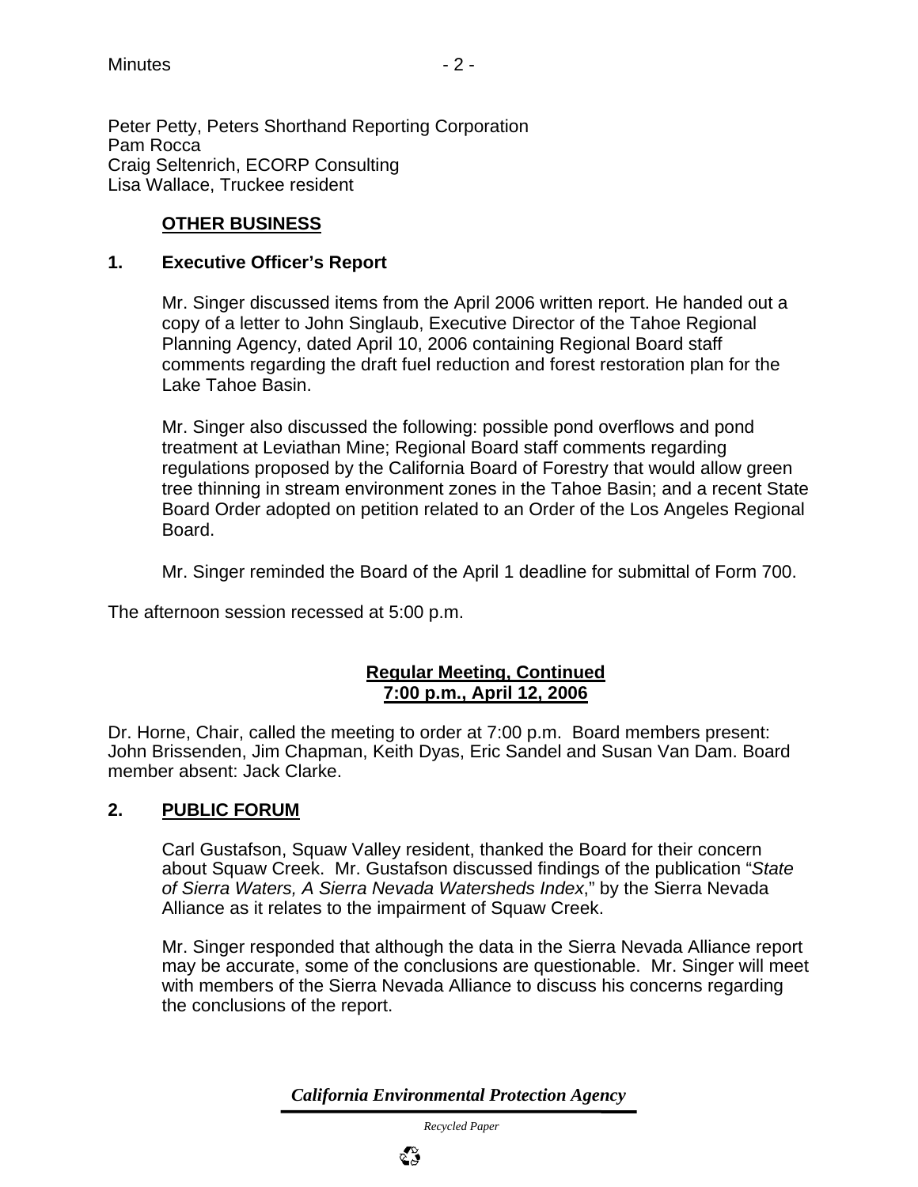Peter Petty, Peters Shorthand Reporting Corporation
Pam Rocca
Craig Seltenrich, ECORP Consulting
Lisa Wallace, Truckee resident

## OTHER BUSINESS

### 1. Executive Officer's Report

Mr. Singer discussed items from the April 2006 written report. He handed out a copy of a letter to John Singlaub, Executive Director of the Tahoe Regional Planning Agency, dated April 10, 2006 containing Regional Board staff comments regarding the draft fuel reduction and forest restoration plan for the Lake Tahoe Basin.

Mr. Singer also discussed the following: possible pond overflows and pond treatment at Leviathan Mine; Regional Board staff comments regarding regulations proposed by the California Board of Forestry that would allow green tree thinning in stream environment zones in the Tahoe Basin; and a recent State Board Order adopted on petition related to an Order of the Los Angeles Regional Board.

Mr. Singer reminded the Board of the April 1 deadline for submittal of Form 700.

The afternoon session recessed at 5:00 p.m.

## Regular Meeting, Continued
## 7:00 p.m., April 12, 2006

Dr. Horne, Chair, called the meeting to order at 7:00 p.m. Board members present: John Brissenden, Jim Chapman, Keith Dyas, Eric Sandel and Susan Van Dam. Board member absent: Jack Clarke.

### 2. PUBLIC FORUM

Carl Gustafson, Squaw Valley resident, thanked the Board for their concern about Squaw Creek. Mr. Gustafson discussed findings of the publication "*State of Sierra Waters, A Sierra Nevada Watersheds Index*," by the Sierra Nevada Alliance as it relates to the impairment of Squaw Creek.

Mr. Singer responded that although the data in the Sierra Nevada Alliance report may be accurate, some of the conclusions are questionable. Mr. Singer will meet with members of the Sierra Nevada Alliance to discuss his concerns regarding the conclusions of the report.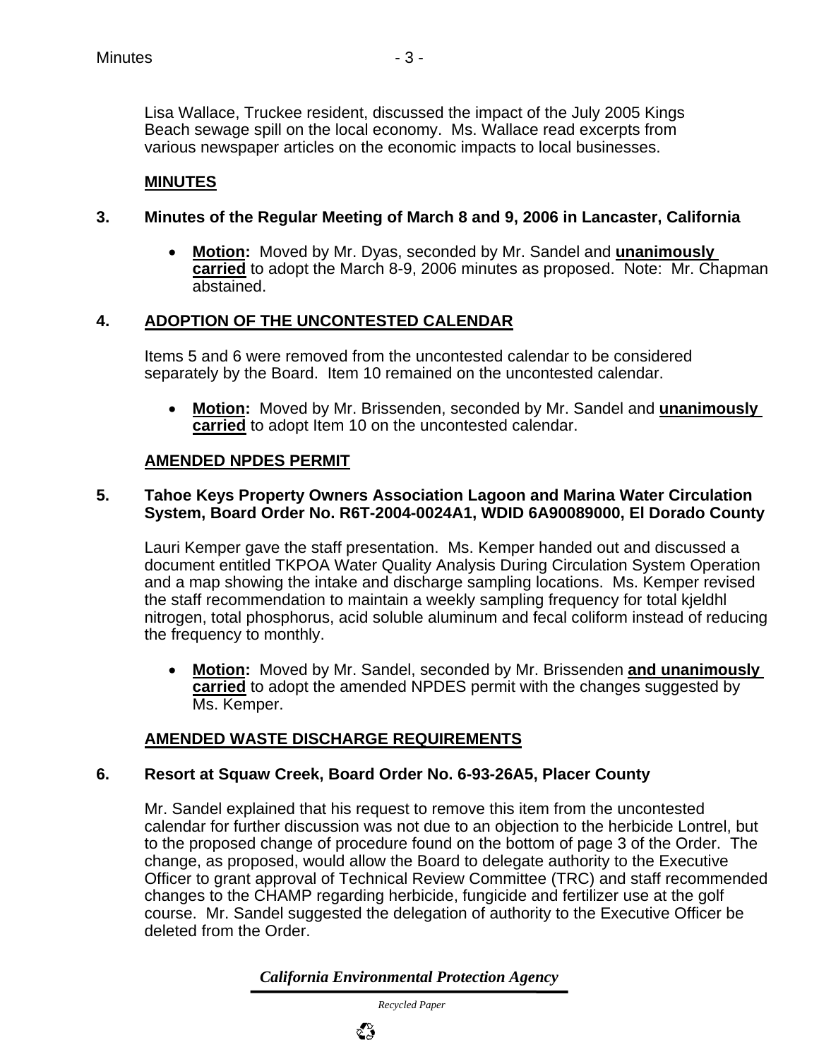Lisa Wallace, Truckee resident, discussed the impact of the July 2005 Kings Beach sewage spill on the local economy. Ms. Wallace read excerpts from various newspaper articles on the economic impacts to local businesses.

**MINUTES**

**3. Minutes of the Regular Meeting of March 8 and 9, 2006 in Lancaster, California**

- **Motion:** Moved by Mr. Dyas, seconded by Mr. Sandel and **unanimously carried** to adopt the March 8-9, 2006 minutes as proposed. Note: Mr. Chapman abstained.

**4. ADOPTION OF THE UNCONTESTED CALENDAR**

Items 5 and 6 were removed from the uncontested calendar to be considered separately by the Board. Item 10 remained on the uncontested calendar.

- **Motion:** Moved by Mr. Brissenden, seconded by Mr. Sandel and **unanimously carried** to adopt Item 10 on the uncontested calendar.

**AMENDED NPDES PERMIT**

**5. Tahoe Keys Property Owners Association Lagoon and Marina Water Circulation System, Board Order No. R6T-2004-0024A1, WDID 6A90089000, El Dorado County**

Lauri Kemper gave the staff presentation. Ms. Kemper handed out and discussed a document entitled TKPOA Water Quality Analysis During Circulation System Operation and a map showing the intake and discharge sampling locations. Ms. Kemper revised the staff recommendation to maintain a weekly sampling frequency for total kjeldhl nitrogen, total phosphorus, acid soluble aluminum and fecal coliform instead of reducing the frequency to monthly.

- **Motion:** Moved by Mr. Sandel, seconded by Mr. Brissenden **and unanimously carried** to adopt the amended NPDES permit with the changes suggested by Ms. Kemper.

**AMENDED WASTE DISCHARGE REQUIREMENTS**

**6. Resort at Squaw Creek, Board Order No. 6-93-26A5, Placer County**

Mr. Sandel explained that his request to remove this item from the uncontested calendar for further discussion was not due to an objection to the herbicide Lontrel, but to the proposed change of procedure found on the bottom of page 3 of the Order. The change, as proposed, would allow the Board to delegate authority to the Executive Officer to grant approval of Technical Review Committee (TRC) and staff recommended changes to the CHAMP regarding herbicide, fungicide and fertilizer use at the golf course. Mr. Sandel suggested the delegation of authority to the Executive Officer be deleted from the Order.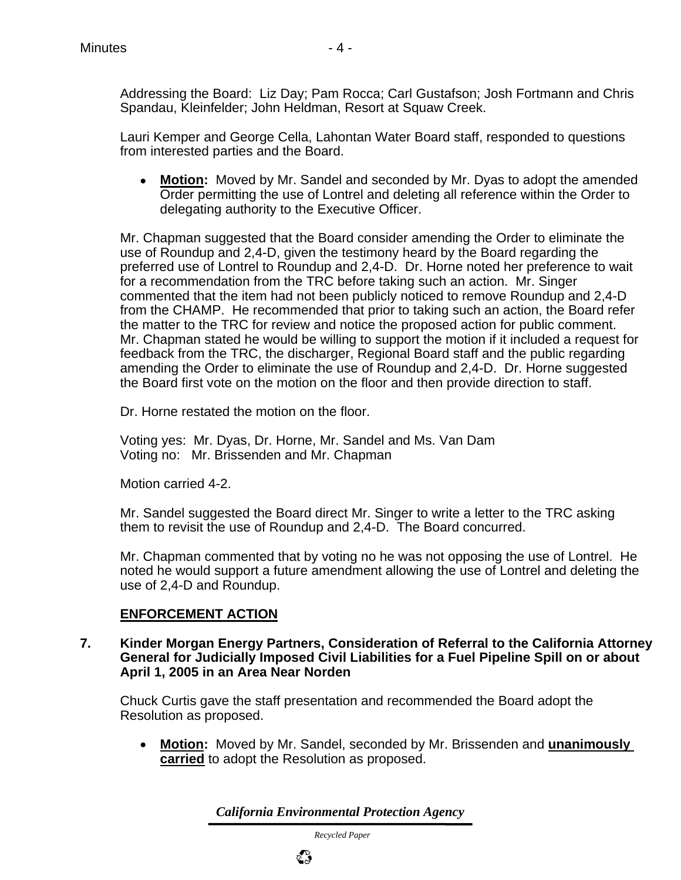Addressing the Board: Liz Day; Pam Rocca; Carl Gustafson; Josh Fortmann and Chris Spandau, Kleinfelder; John Heldman, Resort at Squaw Creek.

Lauri Kemper and George Cella, Lahontan Water Board staff, responded to questions from interested parties and the Board.

- **Motion:** Moved by Mr. Sandel and seconded by Mr. Dyas to adopt the amended Order permitting the use of Lontrel and deleting all reference within the Order to delegating authority to the Executive Officer.

Mr. Chapman suggested that the Board consider amending the Order to eliminate the use of Roundup and 2,4-D, given the testimony heard by the Board regarding the preferred use of Lontrel to Roundup and 2,4-D. Dr. Horne noted her preference to wait for a recommendation from the TRC before taking such an action. Mr. Singer commented that the item had not been publicly noticed to remove Roundup and 2,4-D from the CHAMP. He recommended that prior to taking such an action, the Board refer the matter to the TRC for review and notice the proposed action for public comment. Mr. Chapman stated he would be willing to support the motion if it included a request for feedback from the TRC, the discharger, Regional Board staff and the public regarding amending the Order to eliminate the use of Roundup and 2,4-D. Dr. Horne suggested the Board first vote on the motion on the floor and then provide direction to staff.

Dr. Horne restated the motion on the floor.

Voting yes: Mr. Dyas, Dr. Horne, Mr. Sandel and Ms. Van Dam
Voting no: Mr. Brissenden and Mr. Chapman

Motion carried 4-2.

Mr. Sandel suggested the Board direct Mr. Singer to write a letter to the TRC asking them to revisit the use of Roundup and 2,4-D. The Board concurred.

Mr. Chapman commented that by voting no he was not opposing the use of Lontrel. He noted he would support a future amendment allowing the use of Lontrel and deleting the use of 2,4-D and Roundup.

## ENFORCEMENT ACTION

**7. Kinder Morgan Energy Partners, Consideration of Referral to the California Attorney General for Judicially Imposed Civil Liabilities for a Fuel Pipeline Spill on or about April 1, 2005 in an Area Near Norden**

Chuck Curtis gave the staff presentation and recommended the Board adopt the Resolution as proposed.

- **Motion:** Moved by Mr. Sandel, seconded by Mr. Brissenden and **unanimously carried** to adopt the Resolution as proposed.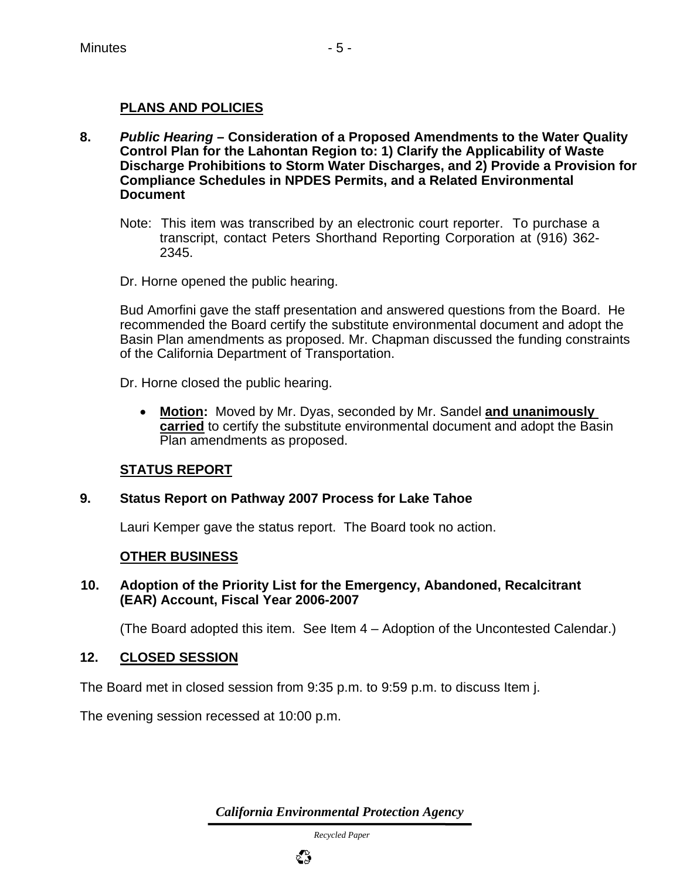## PLANS AND POLICIES

**8. *Public Hearing* – Consideration of a Proposed Amendments to the Water Quality Control Plan for the Lahontan Region to: 1) Clarify the Applicability of Waste Discharge Prohibitions to Storm Water Discharges, and 2) Provide a Provision for Compliance Schedules in NPDES Permits, and a Related Environmental Document**

Note: This item was transcribed by an electronic court reporter. To purchase a transcript, contact Peters Shorthand Reporting Corporation at (916) 362-2345.

Dr. Horne opened the public hearing.

Bud Amorfini gave the staff presentation and answered questions from the Board. He recommended the Board certify the substitute environmental document and adopt the Basin Plan amendments as proposed. Mr. Chapman discussed the funding constraints of the California Department of Transportation.

Dr. Horne closed the public hearing.

- **Motion:** Moved by Mr. Dyas, seconded by Mr. Sandel **and unanimously carried** to certify the substitute environmental document and adopt the Basin Plan amendments as proposed.

## STATUS REPORT

**9. Status Report on Pathway 2007 Process for Lake Tahoe**

Lauri Kemper gave the status report. The Board took no action.

## OTHER BUSINESS

**10. Adoption of the Priority List for the Emergency, Abandoned, Recalcitrant (EAR) Account, Fiscal Year 2006-2007**

(The Board adopted this item. See Item 4 – Adoption of the Uncontested Calendar.)

## 12. CLOSED SESSION

The Board met in closed session from 9:35 p.m. to 9:59 p.m. to discuss Item j.

The evening session recessed at 10:00 p.m.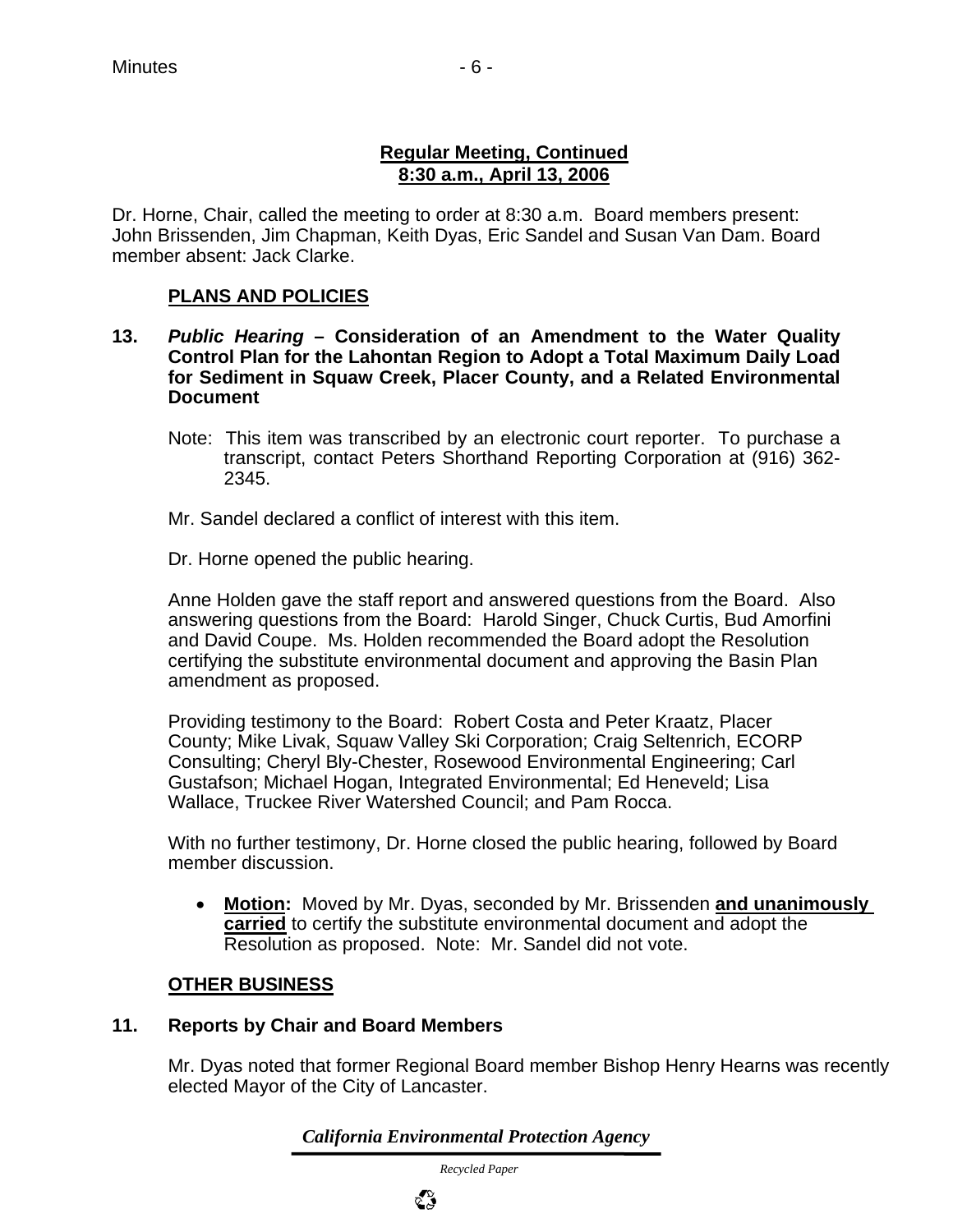**Regular Meeting, Continued**
**8:30 a.m., April 13, 2006**

Dr. Horne, Chair, called the meeting to order at 8:30 a.m. Board members present: John Brissenden, Jim Chapman, Keith Dyas, Eric Sandel and Susan Van Dam. Board member absent: Jack Clarke.

## PLANS AND POLICIES

**13. *Public Hearing* – Consideration of an Amendment to the Water Quality Control Plan for the Lahontan Region to Adopt a Total Maximum Daily Load for Sediment in Squaw Creek, Placer County, and a Related Environmental Document**

Note: This item was transcribed by an electronic court reporter. To purchase a transcript, contact Peters Shorthand Reporting Corporation at (916) 362-2345.

Mr. Sandel declared a conflict of interest with this item.

Dr. Horne opened the public hearing.

Anne Holden gave the staff report and answered questions from the Board. Also answering questions from the Board: Harold Singer, Chuck Curtis, Bud Amorfini and David Coupe. Ms. Holden recommended the Board adopt the Resolution certifying the substitute environmental document and approving the Basin Plan amendment as proposed.

Providing testimony to the Board: Robert Costa and Peter Kraatz, Placer County; Mike Livak, Squaw Valley Ski Corporation; Craig Seltenrich, ECORP Consulting; Cheryl Bly-Chester, Rosewood Environmental Engineering; Carl Gustafson; Michael Hogan, Integrated Environmental; Ed Heneveld; Lisa Wallace, Truckee River Watershed Council; and Pam Rocca.

With no further testimony, Dr. Horne closed the public hearing, followed by Board member discussion.

- **Motion:** Moved by Mr. Dyas, seconded by Mr. Brissenden **and unanimously carried** to certify the substitute environmental document and adopt the Resolution as proposed. Note: Mr. Sandel did not vote.

## OTHER BUSINESS

**11. Reports by Chair and Board Members**

Mr. Dyas noted that former Regional Board member Bishop Henry Hearns was recently elected Mayor of the City of Lancaster.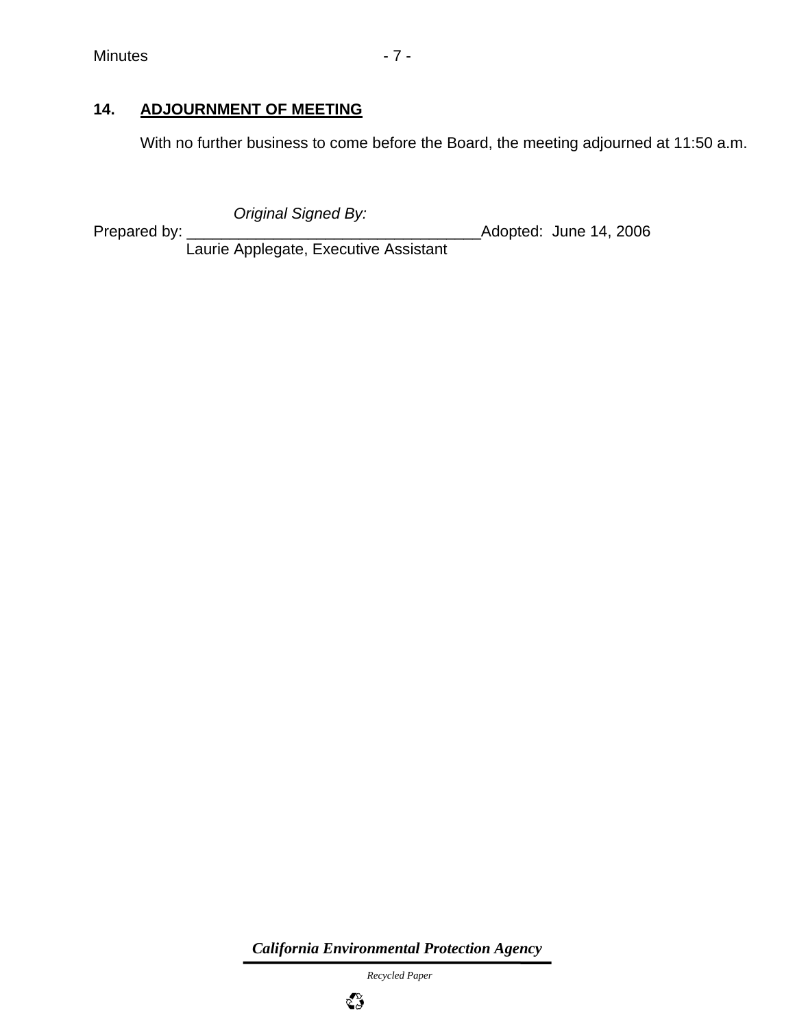## 14. ADJOURNMENT OF MEETING

With no further business to come before the Board, the meeting adjourned at 11:50 a.m.

*Original Signed By:*

Prepared by: ___________________________________ Adopted: June 14, 2006

Laurie Applegate, Executive Assistant

***California Environmental Protection Agency***

*Recycled Paper*